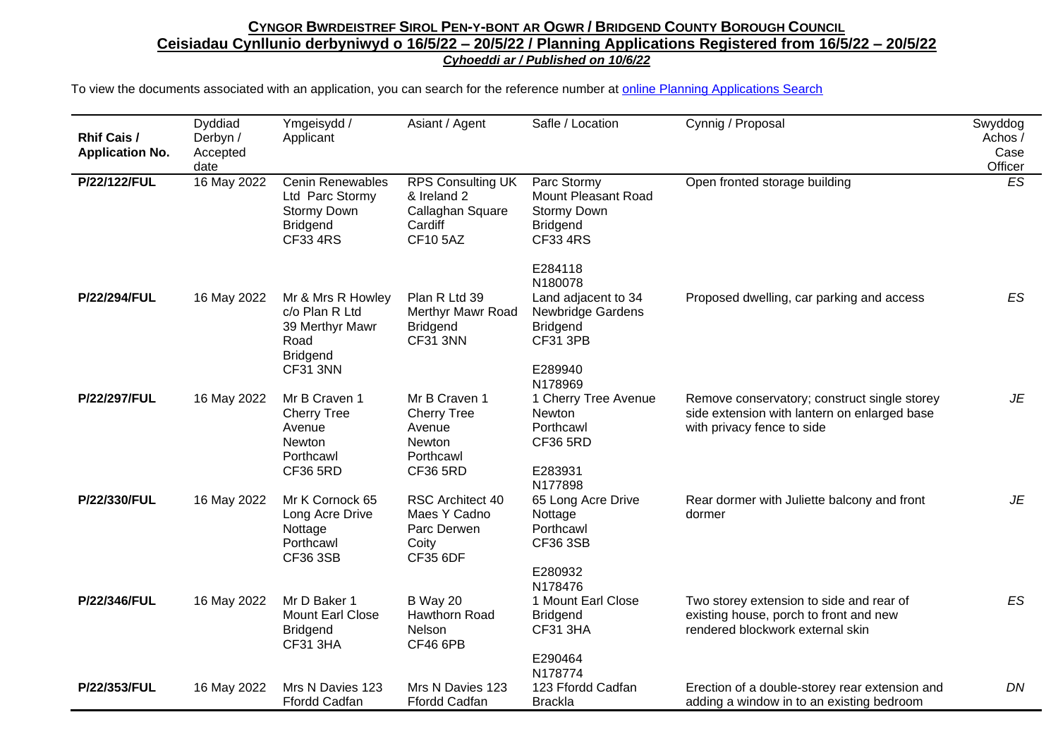**CYNGOR BWRDEISTREF SIROL PEN-Y-BONT AR OGWR / BRIDGEND COUNTY BOROUGH COUNCIL**
**Ceisiadau Cynllunio derbyniwyd o 16/5/22 – 20/5/22 / Planning Applications Registered from 16/5/22 – 20/5/22**
***Cyhoeddi ar / Published on 10/6/22***

To view the documents associated with an application, you can search for the reference number at online Planning Applications Search

| Rhif Cais / Application No. | Dyddiad Derbyn / Accepted date | Ymgeisydd / Applicant | Asiant / Agent | Safle / Location | Cynnig / Proposal | Swyddog Achos / Case Officer |
|---|---|---|---|---|---|---|
| **P/22/122/FUL** | 16 May 2022 | Cenin Renewables Ltd Parc Stormy Stormy Down Bridgend CF33 4RS | RPS Consulting UK & Ireland 2 Callaghan Square Cardiff CF10 5AZ | Parc Stormy Mount Pleasant Road Stormy Down Bridgend CF33 4RS<br><br>E284118 N180078 | Open fronted storage building | *ES* |
| **P/22/294/FUL** | 16 May 2022 | Mr & Mrs R Howley c/o Plan R Ltd 39 Merthyr Mawr Road Bridgend CF31 3NN | Plan R Ltd 39 Merthyr Mawr Road Bridgend CF31 3NN | Land adjacent to 34 Newbridge Gardens Bridgend CF31 3PB<br><br>E289940 N178969 | Proposed dwelling, car parking and access | *ES* |
| **P/22/297/FUL** | 16 May 2022 | Mr B Craven 1 Cherry Tree Avenue Newton Porthcawl CF36 5RD | Mr B Craven 1 Cherry Tree Avenue Newton Porthcawl CF36 5RD | 1 Cherry Tree Avenue Newton Porthcawl CF36 5RD<br><br>E283931 N177898 | Remove conservatory; construct single storey side extension with lantern on enlarged base with privacy fence to side | *JE* |
| **P/22/330/FUL** | 16 May 2022 | Mr K Cornock 65 Long Acre Drive Nottage Porthcawl CF36 3SB | RSC Architect 40 Maes Y Cadno Parc Derwen Coity CF35 6DF | 65 Long Acre Drive Nottage Porthcawl CF36 3SB<br><br>E280932 N178476 | Rear dormer with Juliette balcony and front dormer | *JE* |
| **P/22/346/FUL** | 16 May 2022 | Mr D Baker 1 Mount Earl Close Bridgend CF31 3HA | B Way 20 Hawthorn Road Nelson CF46 6PB | 1 Mount Earl Close Bridgend CF31 3HA<br><br>E290464 N178774 | Two storey extension to side and rear of existing house, porch to front and new rendered blockwork external skin | *ES* |
| **P/22/353/FUL** | 16 May 2022 | Mrs N Davies 123 Ffordd Cadfan | Mrs N Davies 123 Ffordd Cadfan | 123 Ffordd Cadfan Brackla | Erection of a double-storey rear extension and adding a window in to an existing bedroom | *DN* |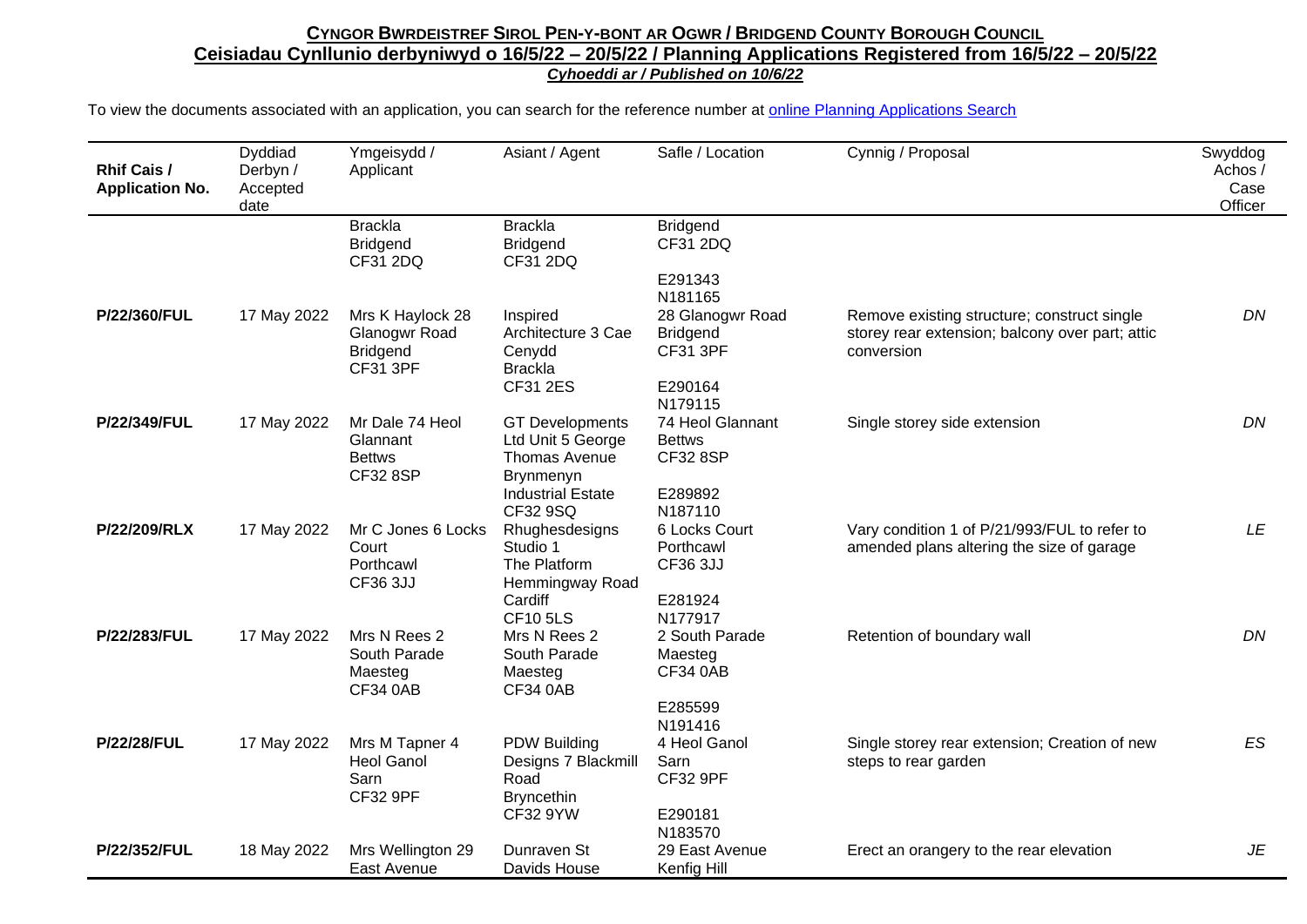**CYNGOR BWRDEISTREF SIROL PEN-Y-BONT AR OGWR / BRIDGEND COUNTY BOROUGH COUNCIL**
**Ceisiadau Cynllunio derbyniwyd o 16/5/22 – 20/5/22 / Planning Applications Registered from 16/5/22 – 20/5/22**
***Cyhoeddi ar / Published on 10/6/22***

To view the documents associated with an application, you can search for the reference number at online Planning Applications Search

| Rhif Cais / Application No. | Dyddiad Derbyn / Accepted date | Ymgeisydd / Applicant | Asiant / Agent | Safle / Location | Cynnig / Proposal | Swyddog Achos / Case Officer |
|---|---|---|---|---|---|---|
| | | Brackla Bridgend CF31 2DQ | Brackla Bridgend CF31 2DQ | Bridgend CF31 2DQ E291343 N181165 | | |
| **P/22/360/FUL** | 17 May 2022 | Mrs K Haylock 28 Glanogwr Road Bridgend CF31 3PF | Inspired Architecture 3 Cae Cenydd Brackla CF31 2ES | 28 Glanogwr Road Bridgend CF31 3PF E290164 N179115 | Remove existing structure; construct single storey rear extension; balcony over part; attic conversion | *DN* |
| **P/22/349/FUL** | 17 May 2022 | Mr Dale 74 Heol Glannant Bettws CF32 8SP | GT Developments Ltd Unit 5 George Thomas Avenue Brynmenyn Industrial Estate CF32 9SQ | 74 Heol Glannant Bettws CF32 8SP E289892 N187110 | Single storey side extension | *DN* |
| **P/22/209/RLX** | 17 May 2022 | Mr C Jones 6 Locks Court Porthcawl CF36 3JJ | Rhughesdesigns Studio 1 The Platform Hemmingway Road Cardiff CF10 5LS | 6 Locks Court Porthcawl CF36 3JJ E281924 N177917 | Vary condition 1 of P/21/993/FUL to refer to amended plans altering the size of garage | *LE* |
| **P/22/283/FUL** | 17 May 2022 | Mrs N Rees 2 South Parade Maesteg CF34 0AB | Mrs N Rees 2 South Parade Maesteg CF34 0AB | 2 South Parade Maesteg CF34 0AB E285599 N191416 | Retention of boundary wall | *DN* |
| **P/22/28/FUL** | 17 May 2022 | Mrs M Tapner 4 Heol Ganol Sarn CF32 9PF | PDW Building Designs 7 Blackmill Road Bryncethin CF32 9YW | 4 Heol Ganol Sarn CF32 9PF E290181 N183570 | Single storey rear extension; Creation of new steps to rear garden | *ES* |
| **P/22/352/FUL** | 18 May 2022 | Mrs Wellington 29 East Avenue | Dunraven St Davids House | 29 East Avenue Kenfig Hill | Erect an orangery to the rear elevation | *JE* |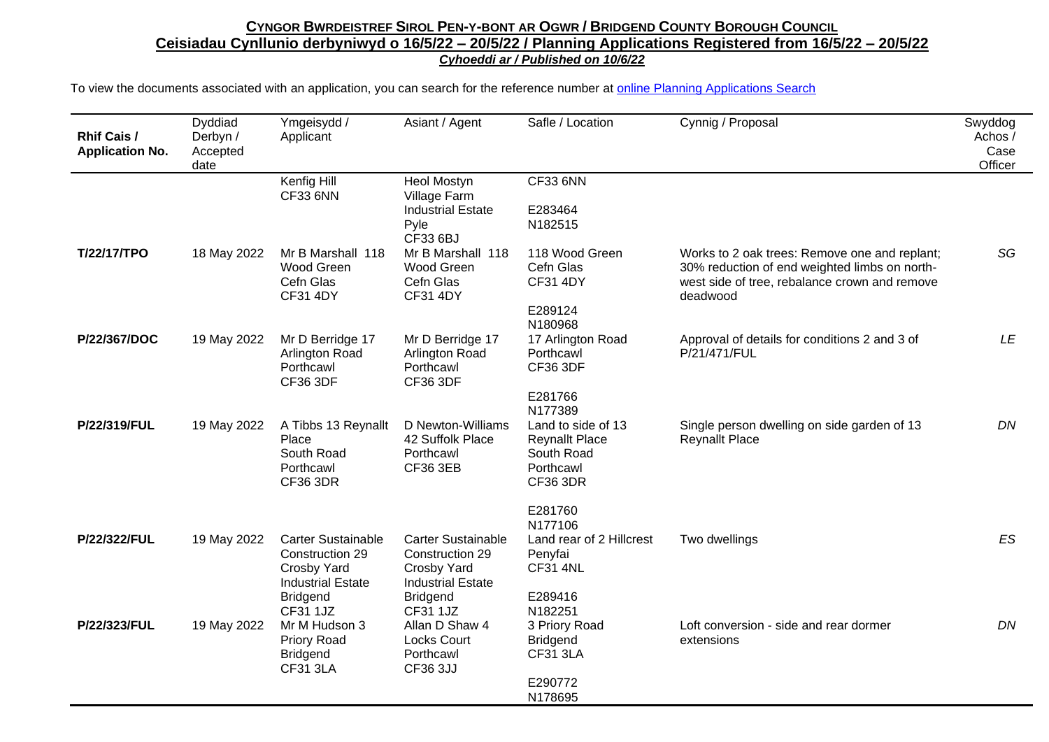**CYNGOR BWRDEISTREF SIROL PEN-Y-BONT AR OGWR / BRIDGEND COUNTY BOROUGH COUNCIL**
**Ceisiadau Cynllunio derbyniwyd o 16/5/22 – 20/5/22 / Planning Applications Registered from 16/5/22 – 20/5/22**
***Cyhoeddi ar / Published on 10/6/22***

To view the documents associated with an application, you can search for the reference number at [online Planning Applications Search]()

| Rhif Cais / Application No. | Dyddiad Derbyn / Accepted date | Ymgeisydd / Applicant | Asiant / Agent | Safle / Location | Cynnig / Proposal | Swyddog Achos / Case Officer |
|---|---|---|---|---|---|---|
| | | Kenfig Hill CF33 6NN | Heol Mostyn Village Farm Industrial Estate Pyle CF33 6BJ | CF33 6NN E283464 N182515 | | |
| **T/22/17/TPO** | 18 May 2022 | Mr B Marshall 118 Wood Green Cefn Glas CF31 4DY | Mr B Marshall 118 Wood Green Cefn Glas CF31 4DY | 118 Wood Green Cefn Glas CF31 4DY E289124 N180968 | Works to 2 oak trees: Remove one and replant; 30% reduction of end weighted limbs on north-west side of tree, rebalance crown and remove deadwood | SG |
| **P/22/367/DOC** | 19 May 2022 | Mr D Berridge 17 Arlington Road Porthcawl CF36 3DF | Mr D Berridge 17 Arlington Road Porthcawl CF36 3DF | 17 Arlington Road Porthcawl CF36 3DF E281766 N177389 | Approval of details for conditions 2 and 3 of P/21/471/FUL | LE |
| **P/22/319/FUL** | 19 May 2022 | A Tibbs 13 Reynallt Place South Road Porthcawl CF36 3DR | D Newton-Williams 42 Suffolk Place Porthcawl CF36 3EB | Land to side of 13 Reynallt Place South Road Porthcawl CF36 3DR E281760 N177106 | Single person dwelling on side garden of 13 Reynallt Place | DN |
| **P/22/322/FUL** | 19 May 2022 | Carter Sustainable Construction 29 Crosby Yard Industrial Estate Bridgend CF31 1JZ | Carter Sustainable Construction 29 Crosby Yard Industrial Estate Bridgend CF31 1JZ | Land rear of 2 Hillcrest Penyfai CF31 4NL E289416 N182251 | Two dwellings | ES |
| **P/22/323/FUL** | 19 May 2022 | Mr M Hudson 3 Priory Road Bridgend CF31 3LA | Allan D Shaw 4 Locks Court Porthcawl CF36 3JJ | 3 Priory Road Bridgend CF31 3LA E290772 N178695 | Loft conversion - side and rear dormer extensions | DN |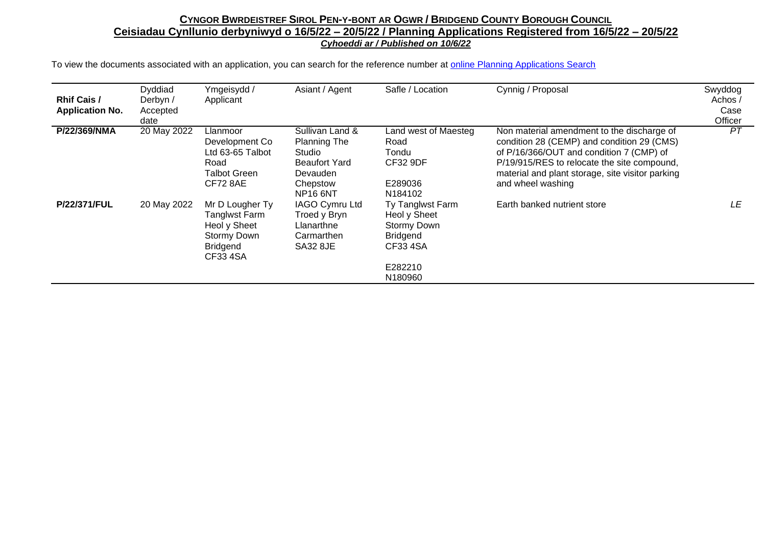**<u>CYNGOR BWRDEISTREF SIROL PEN-Y-BONT AR OGWR / BRIDGEND COUNTY BOROUGH COUNCIL</u>**

**<u>Ceisiadau Cynllunio derbyniwyd o 16/5/22 – 20/5/22 / Planning Applications Registered from 16/5/22 – 20/5/22</u>**

***<u>Cyhoeddi ar / Published on 10/6/22</u>***

To view the documents associated with an application, you can search for the reference number at [online Planning Applications Search]()

| **Rhif Cais / Application No.** | Dyddiad Derbyn / Accepted date | Ymgeisydd / Applicant | Asiant / Agent | Safle / Location | Cynnig / Proposal | Swyddog Achos / Case Officer |
|---|---|---|---|---|---|---|
| **P/22/369/NMA** | 20 May 2022 | Llanmoor Development Co Ltd 63-65 Talbot Road Talbot Green CF72 8AE | Sullivan Land & Planning The Studio Beaufort Yard Devauden Chepstow NP16 6NT | Land west of Maesteg Road Tondu CF32 9DF E289036 N184102 | Non material amendment to the discharge of condition 28 (CEMP) and condition 29 (CMS) of P/16/366/OUT and condition 7 (CMP) of P/19/915/RES to relocate the site compound, material and plant storage, site visitor parking and wheel washing | *PT* |
| **P/22/371/FUL** | 20 May 2022 | Mr D Lougher Ty Tanglwst Farm Heol y Sheet Stormy Down Bridgend CF33 4SA | IAGO Cymru Ltd Troed y Bryn Llanarthne Carmarthen SA32 8JE | Ty Tanglwst Farm Heol y Sheet Stormy Down Bridgend CF33 4SA E282210 N180960 | Earth banked nutrient store | *LE* |